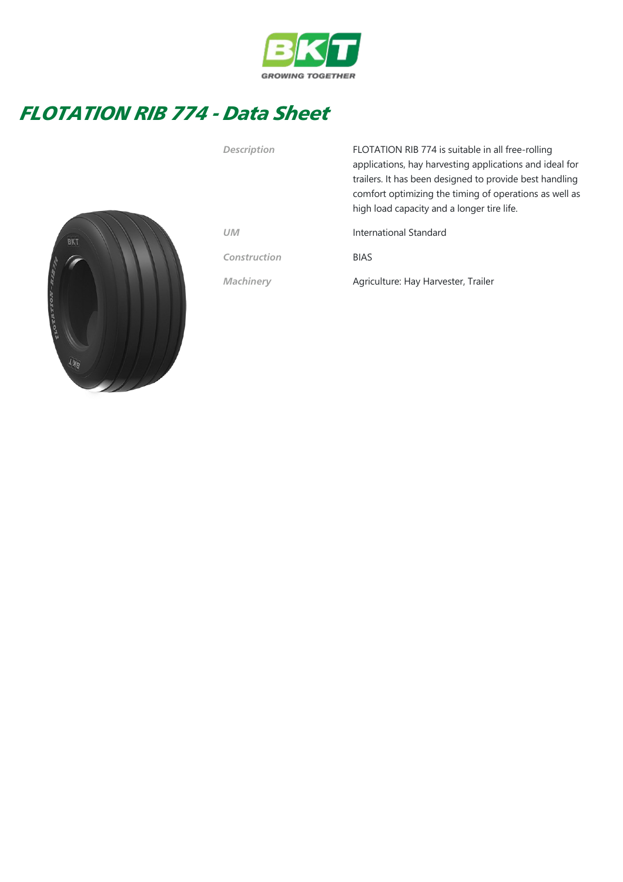# FLOTATION RIB 774 - Data Sheet

| | |
|---|---|
| *Description* | FLOTATION RIB 774 is suitable in all free-rolling applications, hay harvesting applications and ideal for trailers. It has been designed to provide best handling comfort optimizing the timing of operations as well as high load capacity and a longer tire life. |
| *UM* | International Standard |
| *Construction* | BIAS |
| *Machinery* | Agriculture: Hay Harvester, Trailer |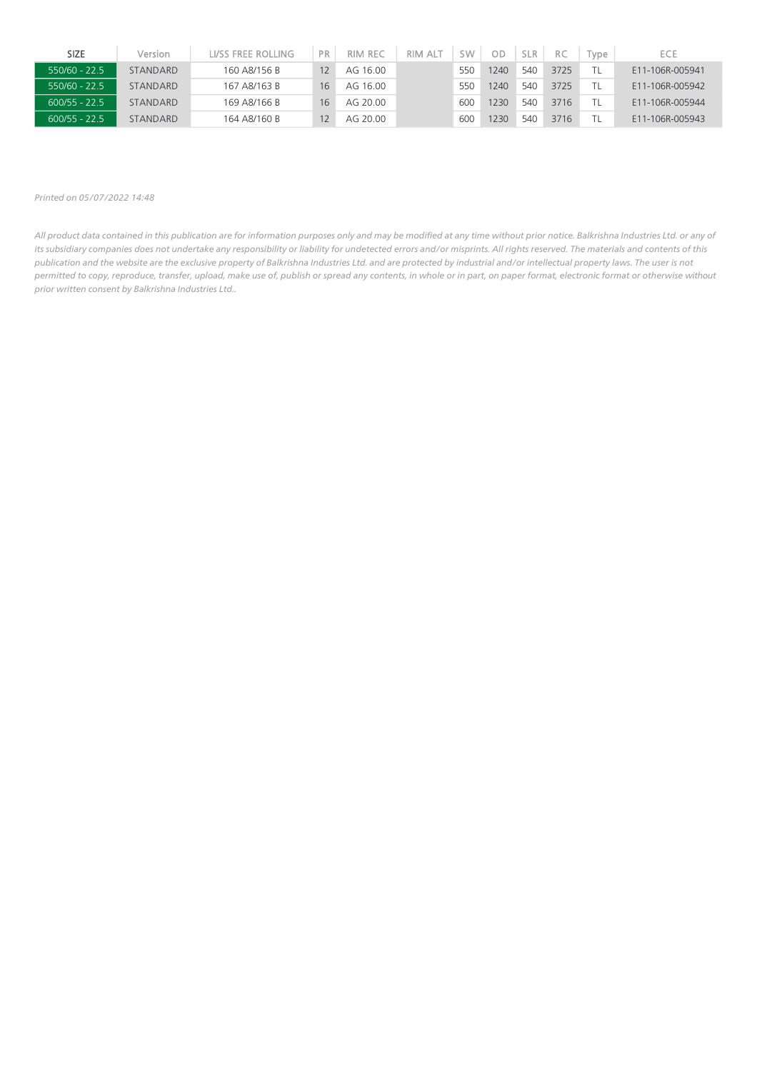| SIZE | Version | LI/SS FREE ROLLING | PR | RIM REC | RIM ALT | SW | OD | SLR | RC | Type | ECE |
|---|---|---|---|---|---|---|---|---|---|---|---|
| 550/60 - 22.5 | STANDARD | 160 A8/156 B | 12 | AG 16.00 | | 550 | 1240 | 540 | 3725 | TL | E11-106R-005941 |
| 550/60 - 22.5 | STANDARD | 167 A8/163 B | 16 | AG 16.00 | | 550 | 1240 | 540 | 3725 | TL | E11-106R-005942 |
| 600/55 - 22.5 | STANDARD | 169 A8/166 B | 16 | AG 20.00 | | 600 | 1230 | 540 | 3716 | TL | E11-106R-005944 |
| 600/55 - 22.5 | STANDARD | 164 A8/160 B | 12 | AG 20.00 | | 600 | 1230 | 540 | 3716 | TL | E11-106R-005943 |

*Printed on 05/07/2022 14:48*

*All product data contained in this publication are for information purposes only and may be modified at any time without prior notice. Balkrishna Industries Ltd. or any of its subsidiary companies does not undertake any responsibility or liability for undetected errors and/or misprints. All rights reserved. The materials and contents of this publication and the website are the exclusive property of Balkrishna Industries Ltd. and are protected by industrial and/or intellectual property laws. The user is not permitted to copy, reproduce, transfer, upload, make use of, publish or spread any contents, in whole or in part, on paper format, electronic format or otherwise without prior written consent by Balkrishna Industries Ltd..*